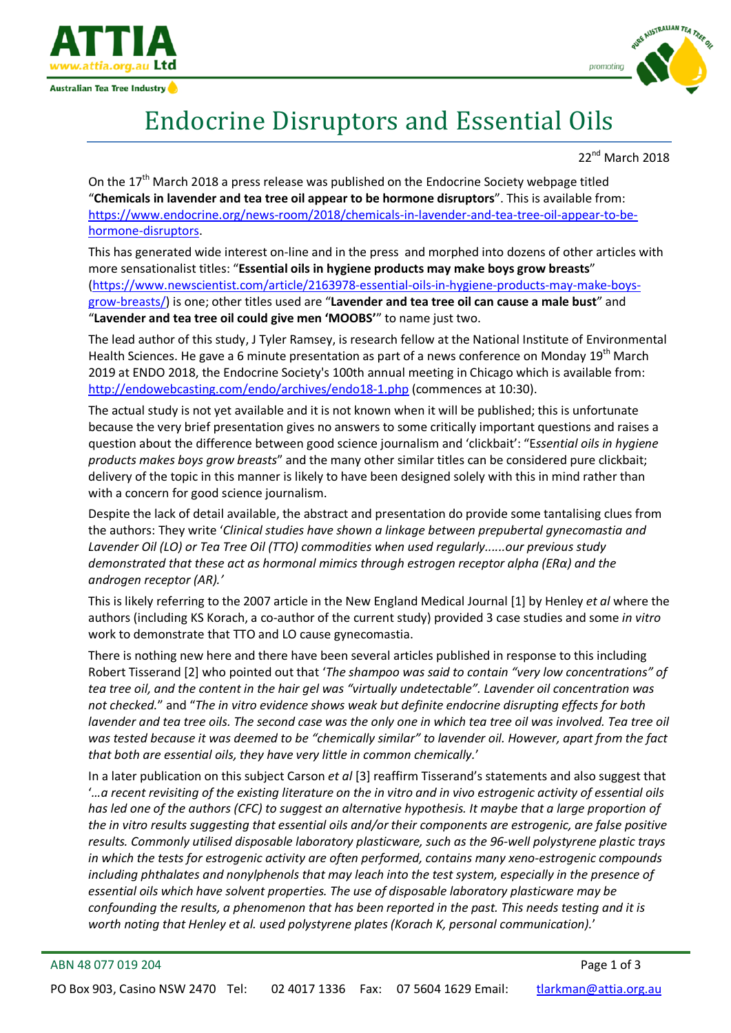# Endocrine Disruptors and Essential Oils

22nd March 2018

On the 17th March 2018 a press release was published on the Endocrine Society webpage titled "**Chemicals in lavender and tea tree oil appear to be hormone disruptors**". This is available from: https://www.endocrine.org/news-room/2018/chemicals-in-lavender-and-tea-tree-oil-appear-to-be-hormone-disruptors.

This has generated wide interest on-line and in the press and morphed into dozens of other articles with more sensationalist titles: "**Essential oils in hygiene products may make boys grow breasts**" (https://www.newscientist.com/article/2163978-essential-oils-in-hygiene-products-may-make-boys-grow-breasts/) is one; other titles used are "**Lavender and tea tree oil can cause a male bust**" and "**Lavender and tea tree oil could give men 'MOOBS'**" to name just two.

The lead author of this study, J Tyler Ramsey, is research fellow at the National Institute of Environmental Health Sciences. He gave a 6 minute presentation as part of a news conference on Monday 19th March 2019 at ENDO 2018, the Endocrine Society's 100th annual meeting in Chicago which is available from: http://endowebcasting.com/endo/archives/endo18-1.php (commences at 10:30).

The actual study is not yet available and it is not known when it will be published; this is unfortunate because the very brief presentation gives no answers to some critically important questions and raises a question about the difference between good science journalism and 'clickbait': "E*ssential oils in hygiene products makes boys grow breasts*" and the many other similar titles can be considered pure clickbait; delivery of the topic in this manner is likely to have been designed solely with this in mind rather than with a concern for good science journalism.

Despite the lack of detail available, the abstract and presentation do provide some tantalising clues from the authors: They write '*Clinical studies have shown a linkage between prepubertal gynecomastia and Lavender Oil (LO) or Tea Tree Oil (TTO) commodities when used regularly......our previous study demonstrated that these act as hormonal mimics through estrogen receptor alpha (ERα) and the androgen receptor (AR).*'

This is likely referring to the 2007 article in the New England Medical Journal [1] by Henley *et al* where the authors (including KS Korach, a co-author of the current study) provided 3 case studies and some *in vitro* work to demonstrate that TTO and LO cause gynecomastia.

There is nothing new here and there have been several articles published in response to this including Robert Tisserand [2] who pointed out that '*The shampoo was said to contain "very low concentrations" of tea tree oil, and the content in the hair gel was "virtually undetectable". Lavender oil concentration was not checked.*" and "*The in vitro evidence shows weak but definite endocrine disrupting effects for both lavender and tea tree oils. The second case was the only one in which tea tree oil was involved. Tea tree oil was tested because it was deemed to be "chemically similar" to lavender oil. However, apart from the fact that both are essential oils, they have very little in common chemically.*'

In a later publication on this subject Carson *et al* [3] reaffirm Tisserand's statements and also suggest that '*…a recent revisiting of the existing literature on the in vitro and in vivo estrogenic activity of essential oils has led one of the authors (CFC) to suggest an alternative hypothesis. It maybe that a large proportion of the in vitro results suggesting that essential oils and/or their components are estrogenic, are false positive results. Commonly utilised disposable laboratory plasticware, such as the 96-well polystyrene plastic trays in which the tests for estrogenic activity are often performed, contains many xeno-estrogenic compounds including phthalates and nonylphenols that may leach into the test system, especially in the presence of essential oils which have solvent properties. The use of disposable laboratory plasticware may be confounding the results, a phenomenon that has been reported in the past. This needs testing and it is worth noting that Henley et al. used polystyrene plates (Korach K, personal communication).*'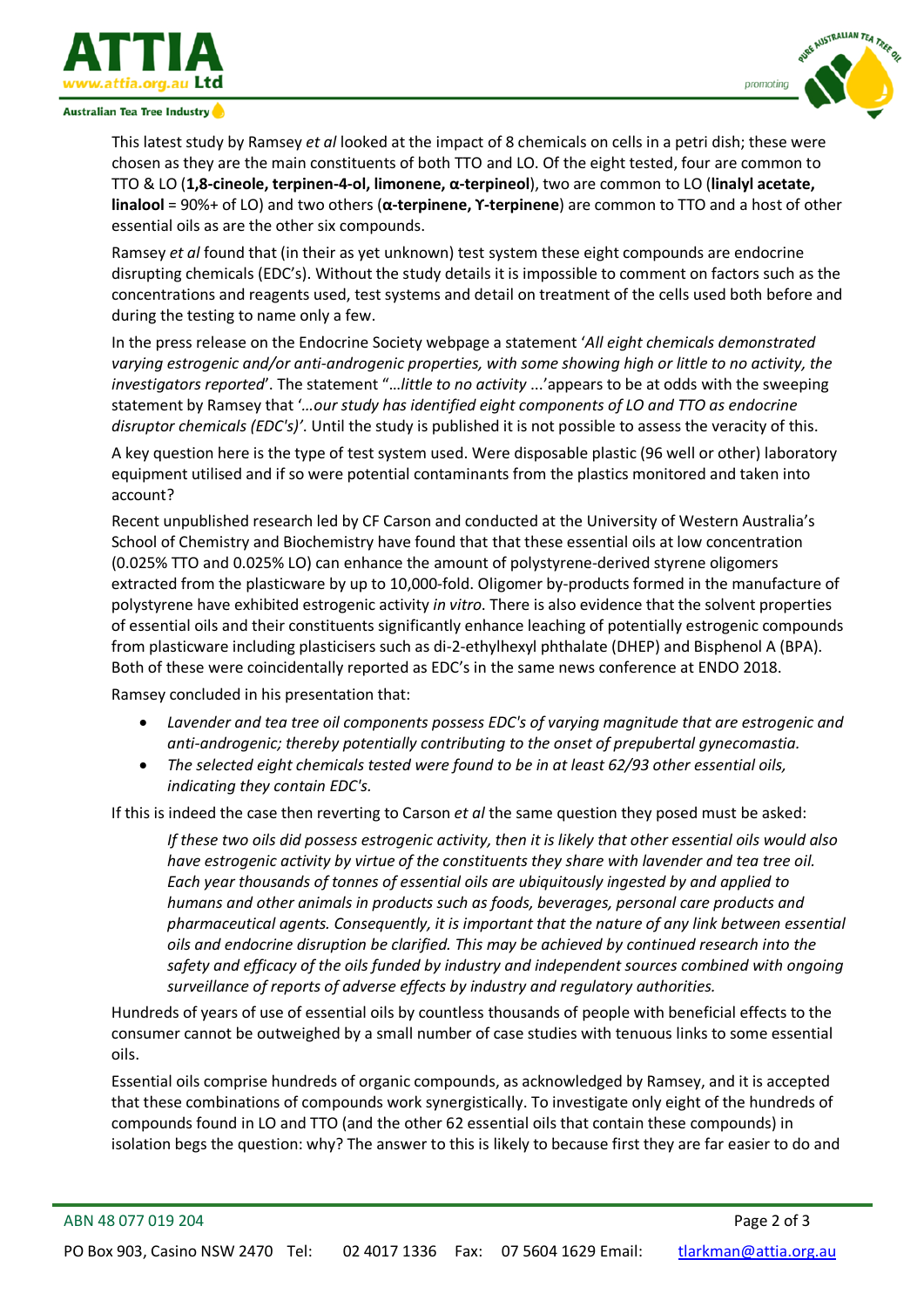This latest study by Ramsey *et al* looked at the impact of 8 chemicals on cells in a petri dish; these were chosen as they are the main constituents of both TTO and LO. Of the eight tested, four are common to TTO & LO (**1,8-cineole, terpinen-4-ol, limonene, α-terpineol**), two are common to LO (**linalyl acetate, linalool** = 90%+ of LO) and two others (**α-terpinene, ϒ-terpinene**) are common to TTO and a host of other essential oils as are the other six compounds.

Ramsey *et al* found that (in their as yet unknown) test system these eight compounds are endocrine disrupting chemicals (EDC's). Without the study details it is impossible to comment on factors such as the concentrations and reagents used, test systems and detail on treatment of the cells used both before and during the testing to name only a few.

In the press release on the Endocrine Society webpage a statement '*All eight chemicals demonstrated varying estrogenic and/or anti-androgenic properties, with some showing high or little to no activity, the investigators reported*'. The statement "…*little to no activity* ...'appears to be at odds with the sweeping statement by Ramsey that '*…our study has identified eight components of LO and TTO as endocrine disruptor chemicals (EDC's)'*. Until the study is published it is not possible to assess the veracity of this.

A key question here is the type of test system used. Were disposable plastic (96 well or other) laboratory equipment utilised and if so were potential contaminants from the plastics monitored and taken into account?

Recent unpublished research led by CF Carson and conducted at the University of Western Australia's School of Chemistry and Biochemistry have found that that these essential oils at low concentration (0.025% TTO and 0.025% LO) can enhance the amount of polystyrene-derived styrene oligomers extracted from the plasticware by up to 10,000-fold. Oligomer by-products formed in the manufacture of polystyrene have exhibited estrogenic activity *in vitro*. There is also evidence that the solvent properties of essential oils and their constituents significantly enhance leaching of potentially estrogenic compounds from plasticware including plasticisers such as di-2-ethylhexyl phthalate (DHEP) and Bisphenol A (BPA). Both of these were coincidentally reported as EDC's in the same news conference at ENDO 2018.

Ramsey concluded in his presentation that:

- *Lavender and tea tree oil components possess EDC's of varying magnitude that are estrogenic and anti-androgenic; thereby potentially contributing to the onset of prepubertal gynecomastia.*
- *The selected eight chemicals tested were found to be in at least 62/93 other essential oils, indicating they contain EDC's.*

If this is indeed the case then reverting to Carson *et al* the same question they posed must be asked:

> *If these two oils did possess estrogenic activity, then it is likely that other essential oils would also have estrogenic activity by virtue of the constituents they share with lavender and tea tree oil. Each year thousands of tonnes of essential oils are ubiquitously ingested by and applied to humans and other animals in products such as foods, beverages, personal care products and pharmaceutical agents. Consequently, it is important that the nature of any link between essential oils and endocrine disruption be clarified. This may be achieved by continued research into the safety and efficacy of the oils funded by industry and independent sources combined with ongoing surveillance of reports of adverse effects by industry and regulatory authorities.*

Hundreds of years of use of essential oils by countless thousands of people with beneficial effects to the consumer cannot be outweighed by a small number of case studies with tenuous links to some essential oils.

Essential oils comprise hundreds of organic compounds, as acknowledged by Ramsey, and it is accepted that these combinations of compounds work synergistically. To investigate only eight of the hundreds of compounds found in LO and TTO (and the other 62 essential oils that contain these compounds) in isolation begs the question: why? The answer to this is likely to because first they are far easier to do and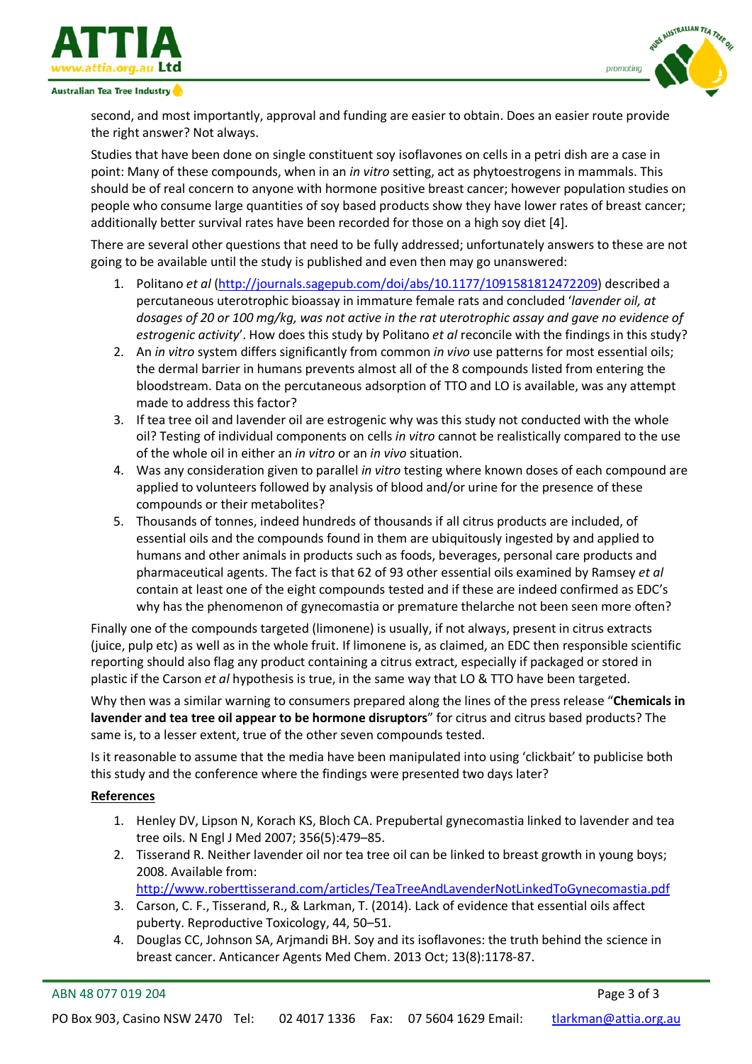second, and most importantly, approval and funding are easier to obtain. Does an easier route provide the right answer? Not always.

Studies that have been done on single constituent soy isoflavones on cells in a petri dish are a case in point: Many of these compounds, when in an *in vitro* setting, act as phytoestrogens in mammals. This should be of real concern to anyone with hormone positive breast cancer; however population studies on people who consume large quantities of soy based products show they have lower rates of breast cancer; additionally better survival rates have been recorded for those on a high soy diet [4].

There are several other questions that need to be fully addressed; unfortunately answers to these are not going to be available until the study is published and even then may go unanswered:

1. Politano *et al* (http://journals.sagepub.com/doi/abs/10.1177/1091581812472209) described a percutaneous uterotrophic bioassay in immature female rats and concluded '*lavender oil, at dosages of 20 or 100 mg/kg, was not active in the rat uterotrophic assay and gave no evidence of estrogenic activity*'. How does this study by Politano *et al* reconcile with the findings in this study?
2. An *in vitro* system differs significantly from common *in vivo* use patterns for most essential oils; the dermal barrier in humans prevents almost all of the 8 compounds listed from entering the bloodstream. Data on the percutaneous adsorption of TTO and LO is available, was any attempt made to address this factor?
3. If tea tree oil and lavender oil are estrogenic why was this study not conducted with the whole oil? Testing of individual components on cells *in vitro* cannot be realistically compared to the use of the whole oil in either an *in vitro* or an *in vivo* situation.
4. Was any consideration given to parallel *in vitro* testing where known doses of each compound are applied to volunteers followed by analysis of blood and/or urine for the presence of these compounds or their metabolites?
5. Thousands of tonnes, indeed hundreds of thousands if all citrus products are included, of essential oils and the compounds found in them are ubiquitously ingested by and applied to humans and other animals in products such as foods, beverages, personal care products and pharmaceutical agents. The fact is that 62 of 93 other essential oils examined by Ramsey *et al* contain at least one of the eight compounds tested and if these are indeed confirmed as EDC's why has the phenomenon of gynecomastia or premature thelarche not been seen more often?

Finally one of the compounds targeted (limonene) is usually, if not always, present in citrus extracts (juice, pulp etc) as well as in the whole fruit. If limonene is, as claimed, an EDC then responsible scientific reporting should also flag any product containing a citrus extract, especially if packaged or stored in plastic if the Carson *et al* hypothesis is true, in the same way that LO & TTO have been targeted.

Why then was a similar warning to consumers prepared along the lines of the press release "**Chemicals in lavender and tea tree oil appear to be hormone disruptors**" for citrus and citrus based products? The same is, to a lesser extent, true of the other seven compounds tested.

Is it reasonable to assume that the media have been manipulated into using 'clickbait' to publicise both this study and the conference where the findings were presented two days later?

**References**

1. Henley DV, Lipson N, Korach KS, Bloch CA. Prepubertal gynecomastia linked to lavender and tea tree oils. N Engl J Med 2007; 356(5):479–85.
2. Tisserand R. Neither lavender oil nor tea tree oil can be linked to breast growth in young boys; 2008. Available from: http://www.roberttisserand.com/articles/TeaTreeAndLavenderNotLinkedToGynecomastia.pdf
3. Carson, C. F., Tisserand, R., & Larkman, T. (2014). Lack of evidence that essential oils affect puberty. Reproductive Toxicology, 44, 50–51.
4. Douglas CC, Johnson SA, Arjmandi BH. Soy and its isoflavones: the truth behind the science in breast cancer. Anticancer Agents Med Chem. 2013 Oct; 13(8):1178-87.